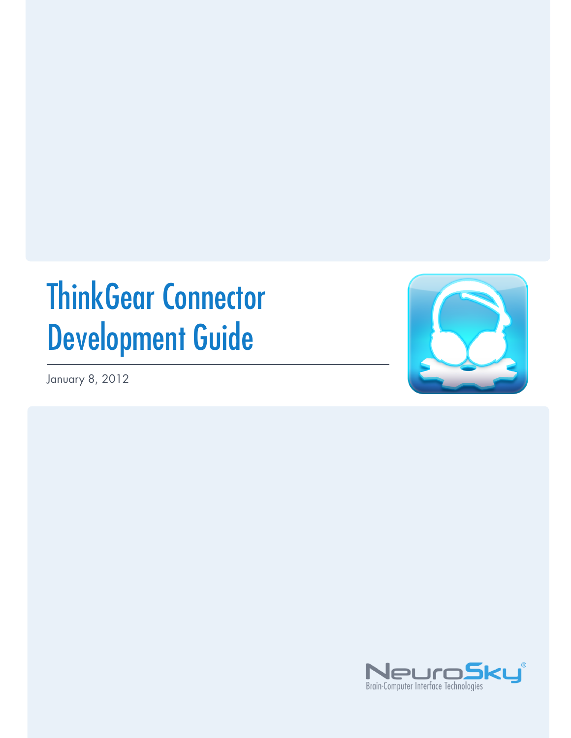# ThinkGear Connector Development Guide

January 8, 2012

NeuroSky®

Brain-Computer Interface Technologies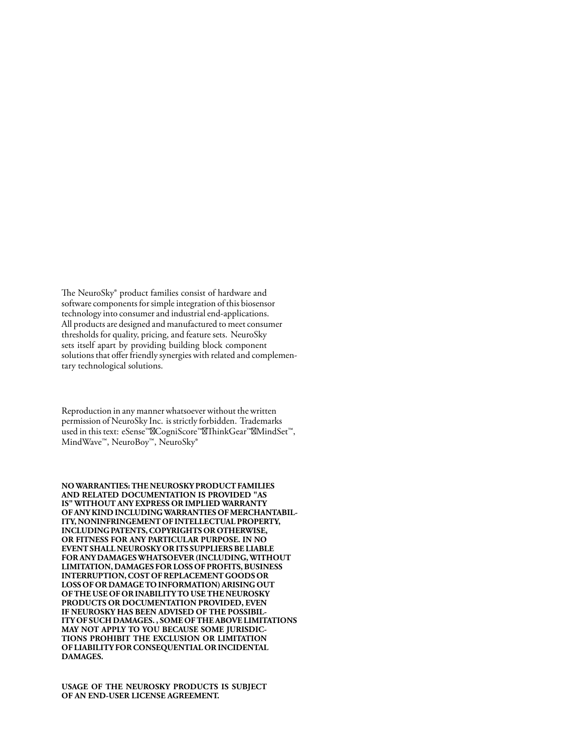The NeuroSky® product families consist of hardware and software components for simple integration of this biosensor technology into consumer and industrial end-applications. All products are designed and manufactured to meet consumer thresholds for quality, pricing, and feature sets. NeuroSky sets itself apart by providing building block component solutions that offer friendly synergies with related and complementary technological solutions.

Reproduction in any manner whatsoever without the written permission of NeuroSky Inc. is strictly forbidden. Trademarks used in this text: eSense™, CogniScore™, ThinkGear™, MindSet™, MindWave™, NeuroBoy™, NeuroSky®

**NO WARRANTIES: THE NEUROSKY PRODUCT FAMILIES AND RELATED DOCUMENTATION IS PROVIDED "AS IS" WITHOUT ANY EXPRESS OR IMPLIED WARRANTY OF ANY KIND INCLUDING WARRANTIES OF MERCHANTABILITY, NONINFRINGEMENT OF INTELLECTUAL PROPERTY, INCLUDING PATENTS, COPYRIGHTS OR OTHERWISE, OR FITNESS FOR ANY PARTICULAR PURPOSE. IN NO EVENT SHALL NEUROSKY OR ITS SUPPLIERS BE LIABLE FOR ANY DAMAGES WHATSOEVER (INCLUDING, WITHOUT LIMITATION, DAMAGES FOR LOSS OF PROFITS, BUSINESS INTERRUPTION, COST OF REPLACEMENT GOODS OR LOSS OF OR DAMAGE TO INFORMATION) ARISING OUT OF THE USE OF OR INABILITY TO USE THE NEUROSKY PRODUCTS OR DOCUMENTATION PROVIDED, EVEN IF NEUROSKY HAS BEEN ADVISED OF THE POSSIBILITY OF SUCH DAMAGES. , SOME OF THE ABOVE LIMITATIONS MAY NOT APPLY TO YOU BECAUSE SOME JURISDICTIONS PROHIBIT THE EXCLUSION OR LIMITATION OF LIABILITY FOR CONSEQUENTIAL OR INCIDENTAL DAMAGES.**

**USAGE OF THE NEUROSKY PRODUCTS IS SUBJECT OF AN END-USER LICENSE AGREEMENT.**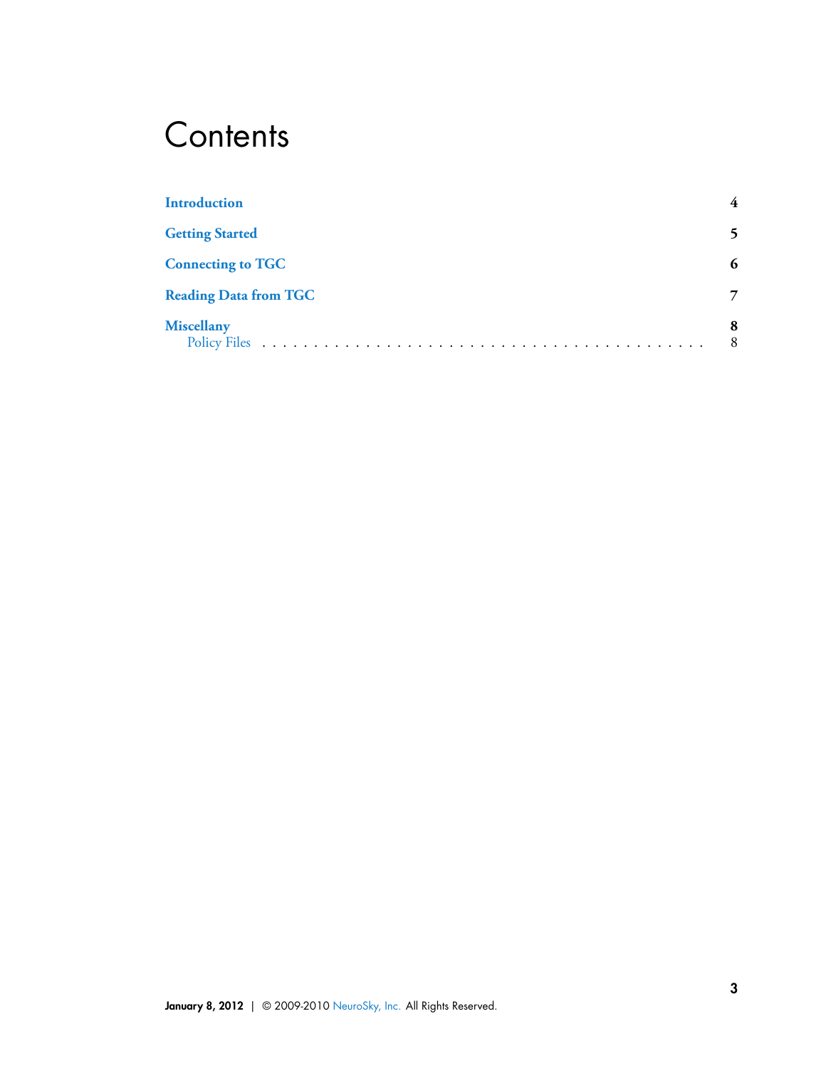# Contents

| | |
|---|---|
| **Introduction** | **4** |
| **Getting Started** | **5** |
| **Connecting to TGC** | **6** |
| **Reading Data from TGC** | **7** |
| **Miscellany** | **8** |
| Policy Files | 8 |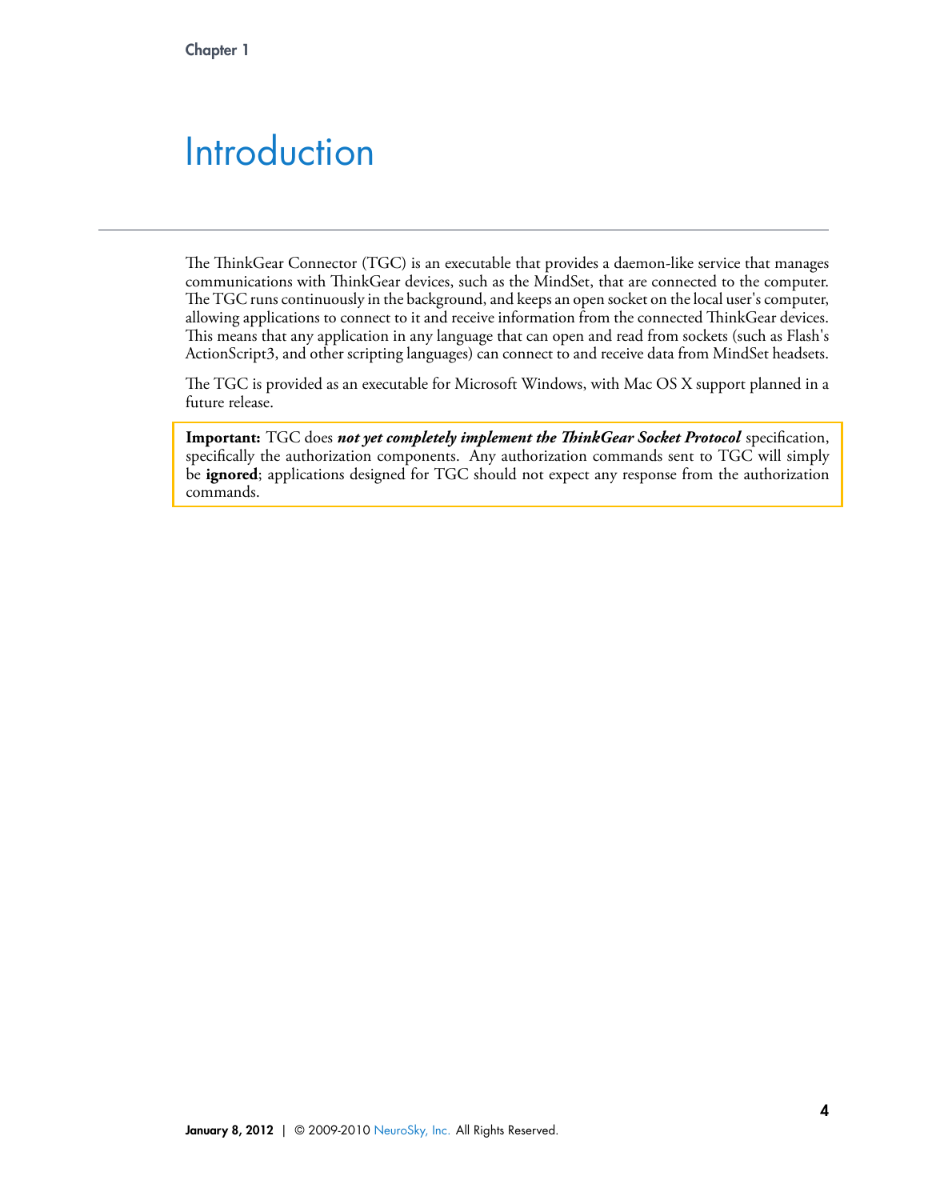Chapter 1

# Introduction

The ThinkGear Connector (TGC) is an executable that provides a daemon-like service that manages communications with ThinkGear devices, such as the MindSet, that are connected to the computer. The TGC runs continuously in the background, and keeps an open socket on the local user's computer, allowing applications to connect to it and receive information from the connected ThinkGear devices. This means that any application in any language that can open and read from sockets (such as Flash's ActionScript3, and other scripting languages) can connect to and receive data from MindSet headsets.

The TGC is provided as an executable for Microsoft Windows, with Mac OS X support planned in a future release.

> **Important:** TGC does ***not yet completely implement the ThinkGear Socket Protocol*** specification, specifically the authorization components. Any authorization commands sent to TGC will simply be **ignored**; applications designed for TGC should not expect any response from the authorization commands.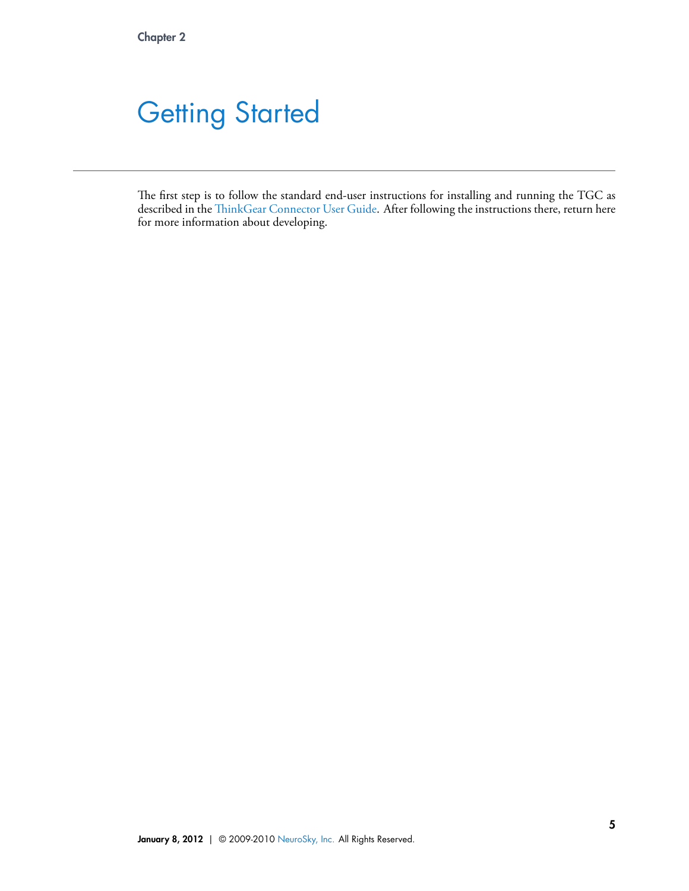Chapter 2

# Getting Started

The first step is to follow the standard end-user instructions for installing and running the TGC as described in the ThinkGear Connector User Guide. After following the instructions there, return here for more information about developing.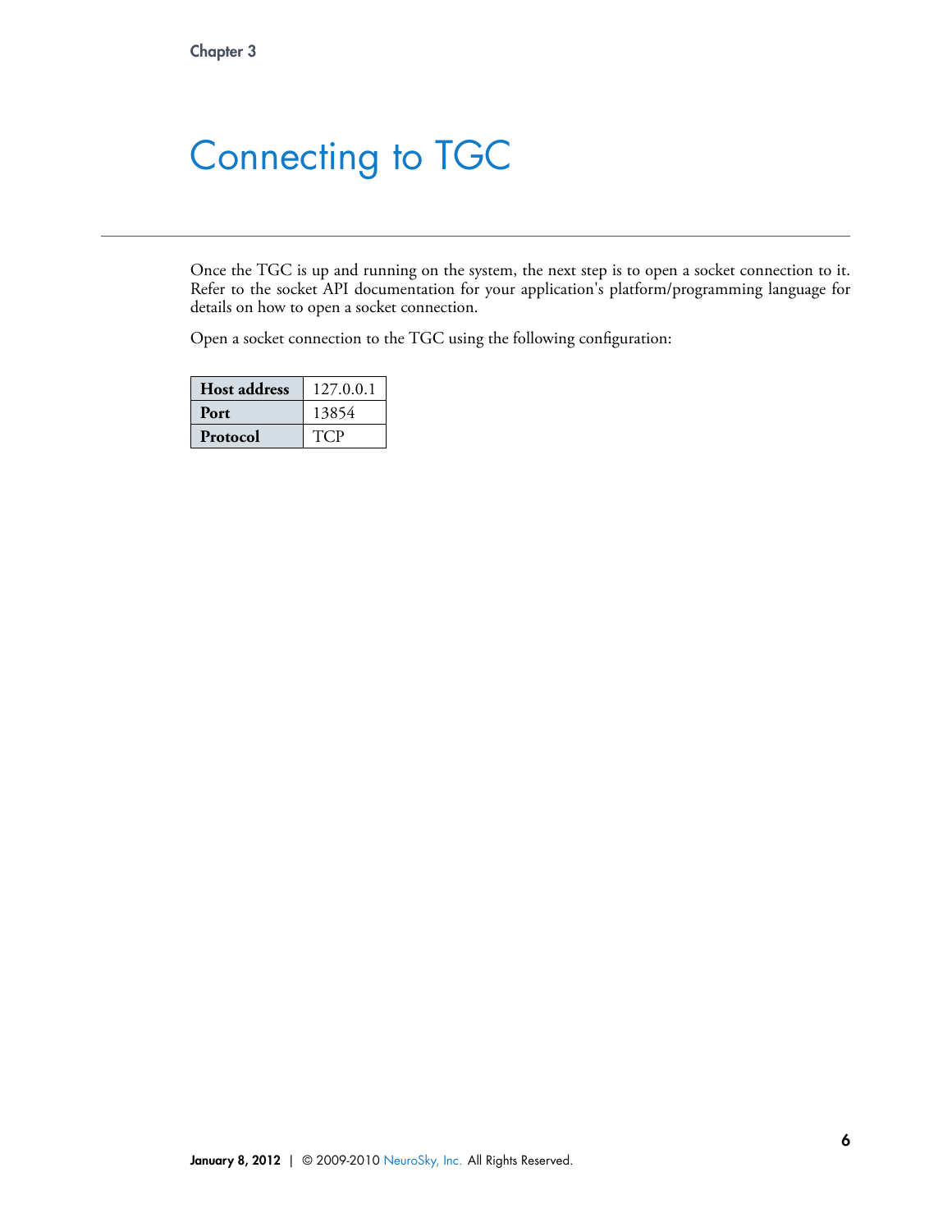Chapter 3

# Connecting to TGC

Once the TGC is up and running on the system, the next step is to open a socket connection to it. Refer to the socket API documentation for your application's platform/programming language for details on how to open a socket connection.

Open a socket connection to the TGC using the following configuration:

| | |
|---|---|
| **Host address** | 127.0.0.1 |
| **Port** | 13854 |
| **Protocol** | TCP |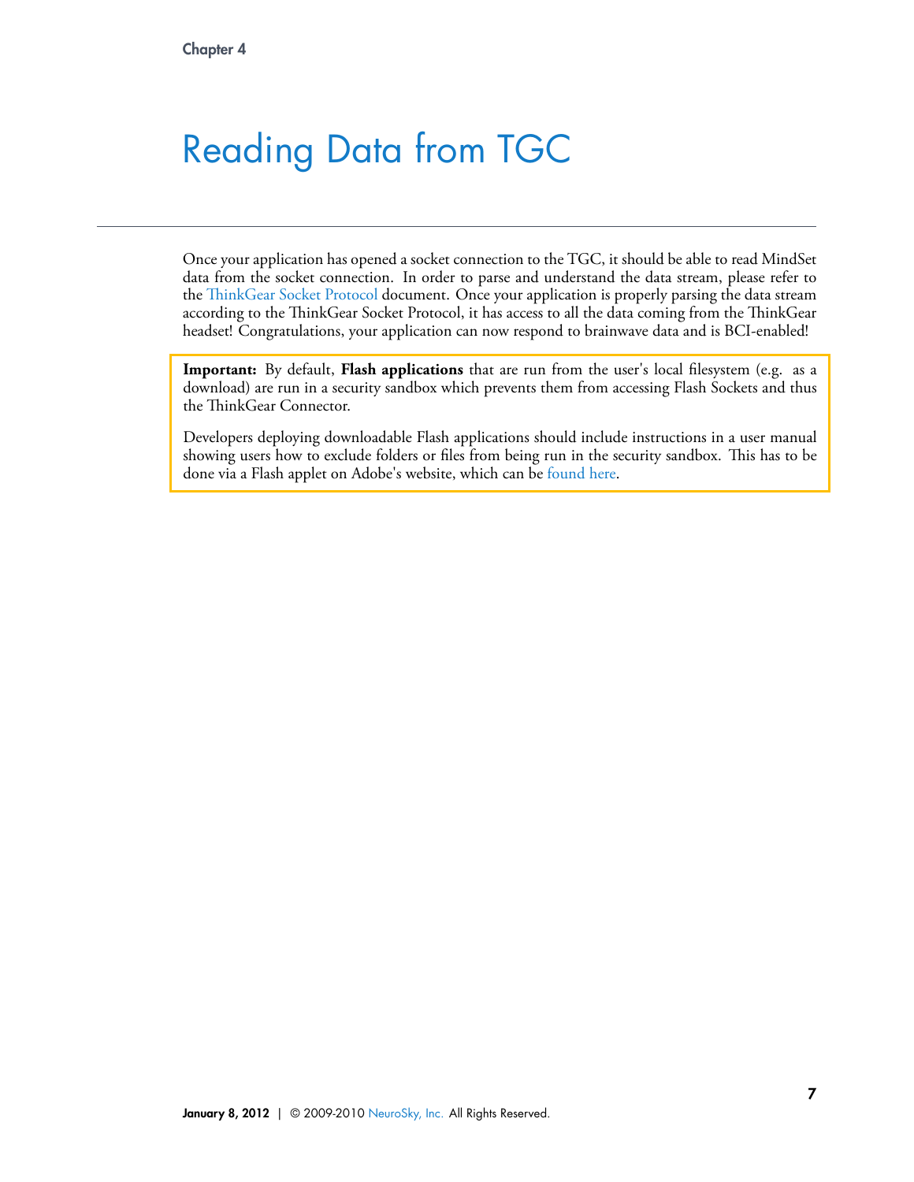Chapter 4

# Reading Data from TGC

Once your application has opened a socket connection to the TGC, it should be able to read MindSet data from the socket connection. In order to parse and understand the data stream, please refer to the ThinkGear Socket Protocol document. Once your application is properly parsing the data stream according to the ThinkGear Socket Protocol, it has access to all the data coming from the ThinkGear headset! Congratulations, your application can now respond to brainwave data and is BCI-enabled!

> **Important:** By default, **Flash applications** that are run from the user's local filesystem (e.g. as a download) are run in a security sandbox which prevents them from accessing Flash Sockets and thus the ThinkGear Connector.
>
> Developers deploying downloadable Flash applications should include instructions in a user manual showing users how to exclude folders or files from being run in the security sandbox. This has to be done via a Flash applet on Adobe's website, which can be found here.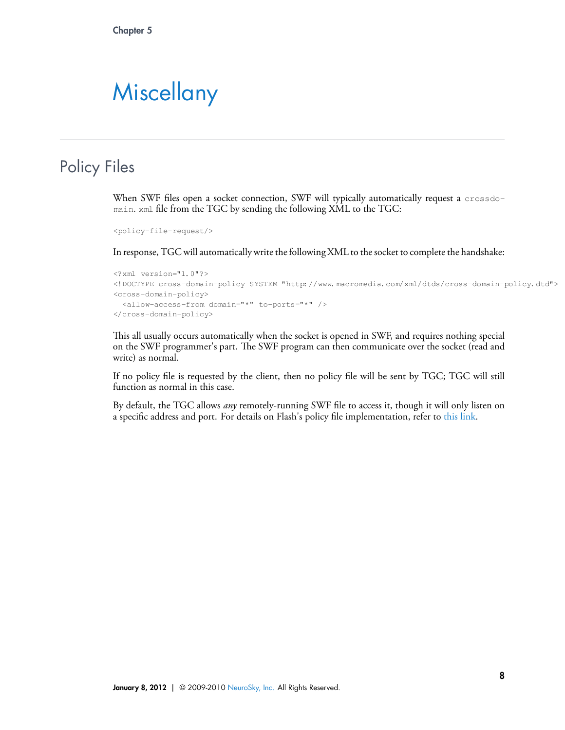Chapter 5

# Miscellany

## Policy Files

When SWF files open a socket connection, SWF will typically automatically request a `crossdomain.xml` file from the TGC by sending the following XML to the TGC:

```
<policy-file-request/>
```

In response, TGC will automatically write the following XML to the socket to complete the handshake:

```
<?xml version="1.0"?>
<!DOCTYPE cross-domain-policy SYSTEM "http://www.macromedia.com/xml/dtds/cross-domain-policy.dtd">
<cross-domain-policy>
  <allow-access-from domain="*" to-ports="*" />
</cross-domain-policy>
```

This all usually occurs automatically when the socket is opened in SWF, and requires nothing special on the SWF programmer's part. The SWF program can then communicate over the socket (read and write) as normal.

If no policy file is requested by the client, then no policy file will be sent by TGC; TGC will still function as normal in this case.

By default, the TGC allows *any* remotely-running SWF file to access it, though it will only listen on a specific address and port. For details on Flash's policy file implementation, refer to this link.